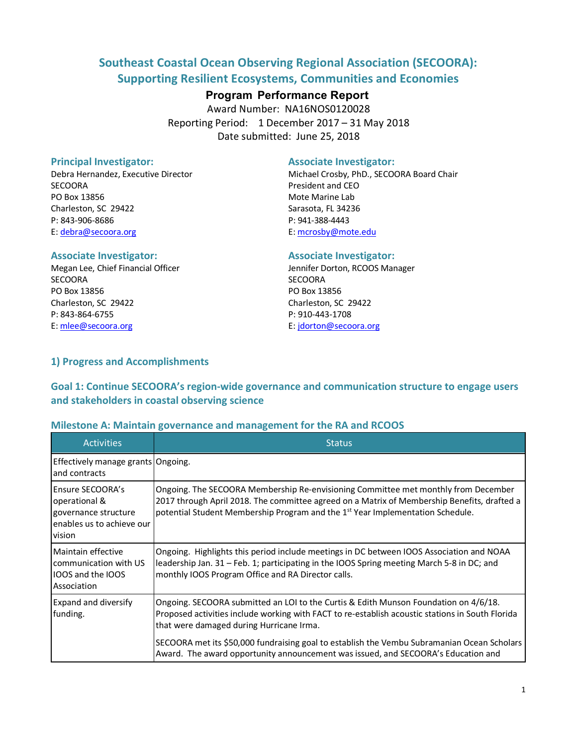# Southeast Coastal Ocean Observing Regional Association (SECOORA): Supporting Resilient Ecosystems, Communities and Economies

**Program Performance Report**

Award Number: NA16NOS0120028

Reporting Period: 1 December 2017 – 31 May 2018

Date submitted: June 25, 2018

### Principal Investigator:

Debra Hernandez, Executive Director
SECOORA
PO Box 13856
Charleston, SC 29422
P: 843-906-8686
E: debra@secoora.org

### Associate Investigator:

Michael Crosby, PhD., SECOORA Board Chair
President and CEO
Mote Marine Lab
Sarasota, FL 34236
P: 941-388-4443
E: mcrosby@mote.edu

### Associate Investigator:

Megan Lee, Chief Financial Officer
SECOORA
PO Box 13856
Charleston, SC 29422
P: 843-864-6755
E: mlee@secoora.org

### Associate Investigator:

Jennifer Dorton, RCOOS Manager
SECOORA
PO Box 13856
Charleston, SC 29422
P: 910-443-1708
E: jdorton@secoora.org

## 1) Progress and Accomplishments

## Goal 1: Continue SECOORA's region-wide governance and communication structure to engage users and stakeholders in coastal observing science

### Milestone A: Maintain governance and management for the RA and RCOOS

| Activities | Status |
|---|---|
| Effectively manage grants and contracts | Ongoing. |
| Ensure SECOORA's operational & governance structure enables us to achieve our vision | Ongoing. The SECOORA Membership Re-envisioning Committee met monthly from December 2017 through April 2018. The committee agreed on a Matrix of Membership Benefits, drafted a potential Student Membership Program and the 1st Year Implementation Schedule. |
| Maintain effective communication with US IOOS and the IOOS Association | Ongoing. Highlights this period include meetings in DC between IOOS Association and NOAA leadership Jan. 31 – Feb. 1; participating in the IOOS Spring meeting March 5-8 in DC; and monthly IOOS Program Office and RA Director calls. |
| Expand and diversify funding. | Ongoing. SECOORA submitted an LOI to the Curtis & Edith Munson Foundation on 4/6/18. Proposed activities include working with FACT to re-establish acoustic stations in South Florida that were damaged during Hurricane Irma.<br><br>SECOORA met its $50,000 fundraising goal to establish the Vembu Subramanian Ocean Scholars Award. The award opportunity announcement was issued, and SECOORA's Education and |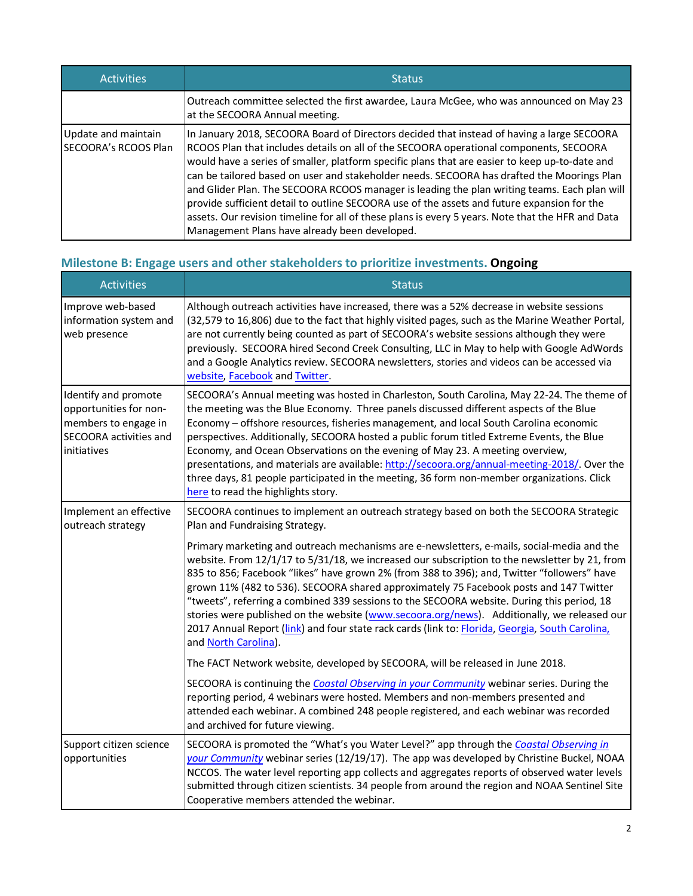| Activities | Status |
|---|---|
| | Outreach committee selected the first awardee, Laura McGee, who was announced on May 23 at the SECOORA Annual meeting. |
| Update and maintain SECOORA's RCOOS Plan | In January 2018, SECOORA Board of Directors decided that instead of having a large SECOORA RCOOS Plan that includes details on all of the SECOORA operational components, SECOORA would have a series of smaller, platform specific plans that are easier to keep up-to-date and can be tailored based on user and stakeholder needs. SECOORA has drafted the Moorings Plan and Glider Plan. The SECOORA RCOOS manager is leading the plan writing teams. Each plan will provide sufficient detail to outline SECOORA use of the assets and future expansion for the assets. Our revision timeline for all of these plans is every 5 years. Note that the HFR and Data Management Plans have already been developed. |

### Milestone B: Engage users and other stakeholders to prioritize investments. **Ongoing**

| Activities | Status |
|---|---|
| Improve web-based information system and web presence | Although outreach activities have increased, there was a 52% decrease in website sessions (32,579 to 16,806) due to the fact that highly visited pages, such as the Marine Weather Portal, are not currently being counted as part of SECOORA's website sessions although they were previously. SECOORA hired Second Creek Consulting, LLC in May to help with Google AdWords and a Google Analytics review. SECOORA newsletters, stories and videos can be accessed via website, Facebook and Twitter. |
| Identify and promote opportunities for non-members to engage in SECOORA activities and initiatives | SECOORA's Annual meeting was hosted in Charleston, South Carolina, May 22-24. The theme of the meeting was the Blue Economy. Three panels discussed different aspects of the Blue Economy – offshore resources, fisheries management, and local South Carolina economic perspectives. Additionally, SECOORA hosted a public forum titled Extreme Events, the Blue Economy, and Ocean Observations on the evening of May 23. A meeting overview, presentations, and materials are available: http://secoora.org/annual-meeting-2018/. Over the three days, 81 people participated in the meeting, 36 form non-member organizations. Click here to read the highlights story. |
| Implement an effective outreach strategy | SECOORA continues to implement an outreach strategy based on both the SECOORA Strategic Plan and Fundraising Strategy.<br><br>Primary marketing and outreach mechanisms are e-newsletters, e-mails, social-media and the website. From 12/1/17 to 5/31/18, we increased our subscription to the newsletter by 21, from 835 to 856; Facebook "likes" have grown 2% (from 388 to 396); and, Twitter "followers" have grown 11% (482 to 536). SECOORA shared approximately 75 Facebook posts and 147 Twitter "tweets", referring a combined 339 sessions to the SECOORA website. During this period, 18 stories were published on the website (www.secoora.org/news). Additionally, we released our 2017 Annual Report (link) and four state rack cards (link to: Florida, Georgia, South Carolina, and North Carolina).<br><br>The FACT Network website, developed by SECOORA, will be released in June 2018.<br><br>SECOORA is continuing the *Coastal Observing in your Community* webinar series. During the reporting period, 4 webinars were hosted. Members and non-members presented and attended each webinar. A combined 248 people registered, and each webinar was recorded and archived for future viewing. |
| Support citizen science opportunities | SECOORA is promoted the "What's you Water Level?" app through the *Coastal Observing in your Community* webinar series (12/19/17). The app was developed by Christine Buckel, NOAA NCCOS. The water level reporting app collects and aggregates reports of observed water levels submitted through citizen scientists. 34 people from around the region and NOAA Sentinel Site Cooperative members attended the webinar. |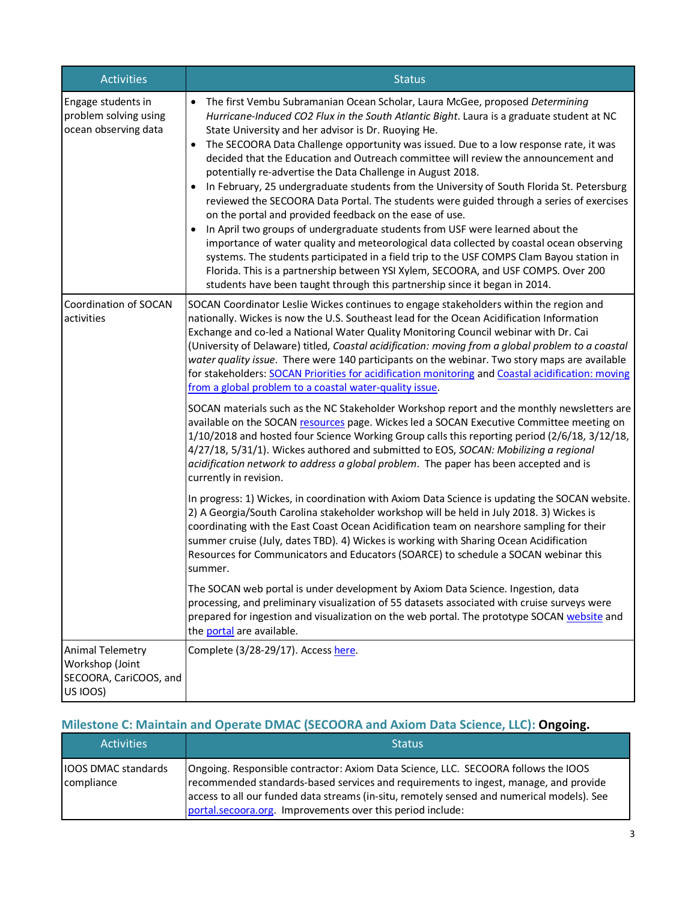| Activities | Status |
|---|---|
| Engage students in problem solving using ocean observing data | • The first Vembu Subramanian Ocean Scholar, Laura McGee, proposed *Determining Hurricane-Induced CO2 Flux in the South Atlantic Bight*. Laura is a graduate student at NC State University and her advisor is Dr. Ruoying He.<br>• The SECOORA Data Challenge opportunity was issued. Due to a low response rate, it was decided that the Education and Outreach committee will review the announcement and potentially re-advertise the Data Challenge in August 2018.<br>• In February, 25 undergraduate students from the University of South Florida St. Petersburg reviewed the SECOORA Data Portal. The students were guided through a series of exercises on the portal and provided feedback on the ease of use.<br>• In April two groups of undergraduate students from USF were learned about the importance of water quality and meteorological data collected by coastal ocean observing systems. The students participated in a field trip to the USF COMPS Clam Bayou station in Florida. This is a partnership between YSI Xylem, SECOORA, and USF COMPS. Over 200 students have been taught through this partnership since it began in 2014. |
| Coordination of SOCAN activities | SOCAN Coordinator Leslie Wickes continues to engage stakeholders within the region and nationally. Wickes is now the U.S. Southeast lead for the Ocean Acidification Information Exchange and co-led a National Water Quality Monitoring Council webinar with Dr. Cai (University of Delaware) titled, *Coastal acidification: moving from a global problem to a coastal water quality issue*. There were 140 participants on the webinar. Two story maps are available for stakeholders: SOCAN Priorities for acidification monitoring and Coastal acidification: moving from a global problem to a coastal water-quality issue.<br><br>SOCAN materials such as the NC Stakeholder Workshop report and the monthly newsletters are available on the SOCAN resources page. Wickes led a SOCAN Executive Committee meeting on 1/10/2018 and hosted four Science Working Group calls this reporting period (2/6/18, 3/12/18, 4/27/18, 5/31/1). Wickes authored and submitted to EOS, *SOCAN: Mobilizing a regional acidification network to address a global problem*. The paper has been accepted and is currently in revision.<br><br>In progress: 1) Wickes, in coordination with Axiom Data Science is updating the SOCAN website. 2) A Georgia/South Carolina stakeholder workshop will be held in July 2018. 3) Wickes is coordinating with the East Coast Ocean Acidification team on nearshore sampling for their summer cruise (July, dates TBD). 4) Wickes is working with Sharing Ocean Acidification Resources for Communicators and Educators (SOARCE) to schedule a SOCAN webinar this summer.<br><br>The SOCAN web portal is under development by Axiom Data Science. Ingestion, data processing, and preliminary visualization of 55 datasets associated with cruise surveys were prepared for ingestion and visualization on the web portal. The prototype SOCAN website and the portal are available. |
| Animal Telemetry Workshop (Joint SECOORA, CariCOOS, and US IOOS) | Complete (3/28-29/17). Access here. |

## Milestone C: Maintain and Operate DMAC (SECOORA and Axiom Data Science, LLC): **Ongoing.**

| Activities | Status |
|---|---|
| IOOS DMAC standards compliance | Ongoing. Responsible contractor: Axiom Data Science, LLC. SECOORA follows the IOOS recommended standards-based services and requirements to ingest, manage, and provide access to all our funded data streams (in-situ, remotely sensed and numerical models). See portal.secoora.org. Improvements over this period include: |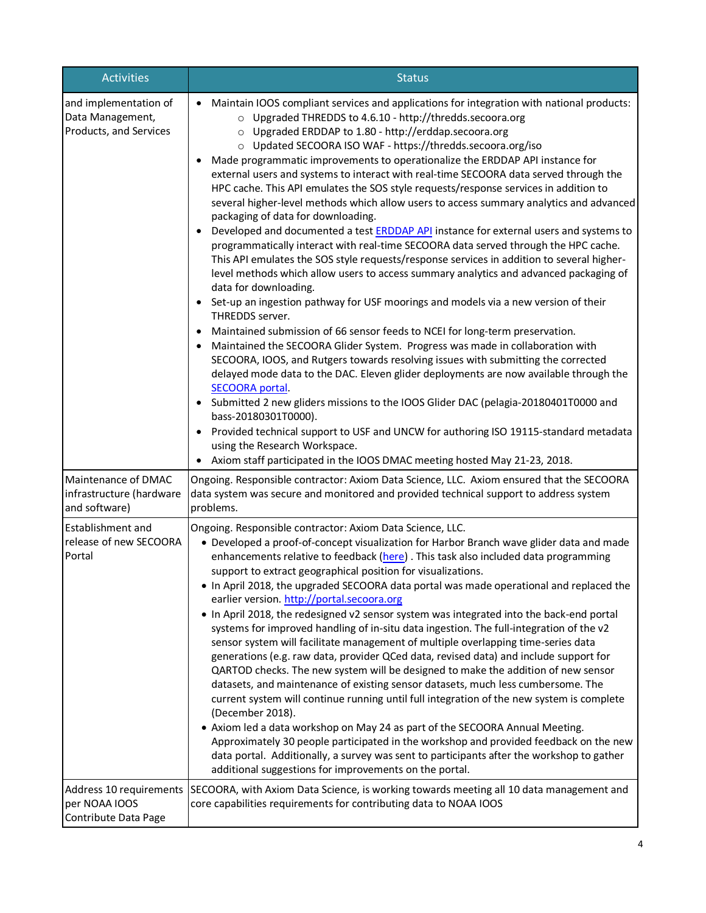| Activities | Status |
|---|---|
| and implementation of Data Management, Products, and Services | • Maintain IOOS compliant services and applications for integration with national products:<br>  ○ Upgraded THREDDS to 4.6.10 - http://thredds.secoora.org<br>  ○ Upgraded ERDDAP to 1.80 - http://erddap.secoora.org<br>  ○ Updated SECOORA ISO WAF - https://thredds.secoora.org/iso<br>• Made programmatic improvements to operationalize the ERDDAP API instance for external users and systems to interact with real-time SECOORA data served through the HPC cache. This API emulates the SOS style requests/response services in addition to several higher-level methods which allow users to access summary analytics and advanced packaging of data for downloading.<br>• Developed and documented a test ERDDAP API instance for external users and systems to programmatically interact with real-time SECOORA data served through the HPC cache. This API emulates the SOS style requests/response services in addition to several higher-level methods which allow users to access summary analytics and advanced packaging of data for downloading.<br>• Set-up an ingestion pathway for USF moorings and models via a new version of their THREDDS server.<br>• Maintained submission of 66 sensor feeds to NCEI for long-term preservation.<br>• Maintained the SECOORA Glider System. Progress was made in collaboration with SECOORA, IOOS, and Rutgers towards resolving issues with submitting the corrected delayed mode data to the DAC. Eleven glider deployments are now available through the SECOORA portal.<br>• Submitted 2 new gliders missions to the IOOS Glider DAC (pelagia-20180401T0000 and bass-20180301T0000).<br>• Provided technical support to USF and UNCW for authoring ISO 19115-standard metadata using the Research Workspace.<br>• Axiom staff participated in the IOOS DMAC meeting hosted May 21-23, 2018. |
| Maintenance of DMAC infrastructure (hardware and software) | Ongoing. Responsible contractor: Axiom Data Science, LLC. Axiom ensured that the SECOORA data system was secure and monitored and provided technical support to address system problems. |
| Establishment and release of new SECOORA Portal | Ongoing. Responsible contractor: Axiom Data Science, LLC.<br>• Developed a proof-of-concept visualization for Harbor Branch wave glider data and made enhancements relative to feedback (here) . This task also included data programming support to extract geographical position for visualizations.<br>• In April 2018, the upgraded SECOORA data portal was made operational and replaced the earlier version. http://portal.secoora.org<br>• In April 2018, the redesigned v2 sensor system was integrated into the back-end portal systems for improved handling of in-situ data ingestion. The full-integration of the v2 sensor system will facilitate management of multiple overlapping time-series data generations (e.g. raw data, provider QCed data, revised data) and include support for QARTOD checks. The new system will be designed to make the addition of new sensor datasets, and maintenance of existing sensor datasets, much less cumbersome. The current system will continue running until full integration of the new system is complete (December 2018).<br>• Axiom led a data workshop on May 24 as part of the SECOORA Annual Meeting. Approximately 30 people participated in the workshop and provided feedback on the new data portal. Additionally, a survey was sent to participants after the workshop to gather additional suggestions for improvements on the portal. |
| Address 10 requirements per NOAA IOOS Contribute Data Page | SECOORA, with Axiom Data Science, is working towards meeting all 10 data management and core capabilities requirements for contributing data to NOAA IOOS |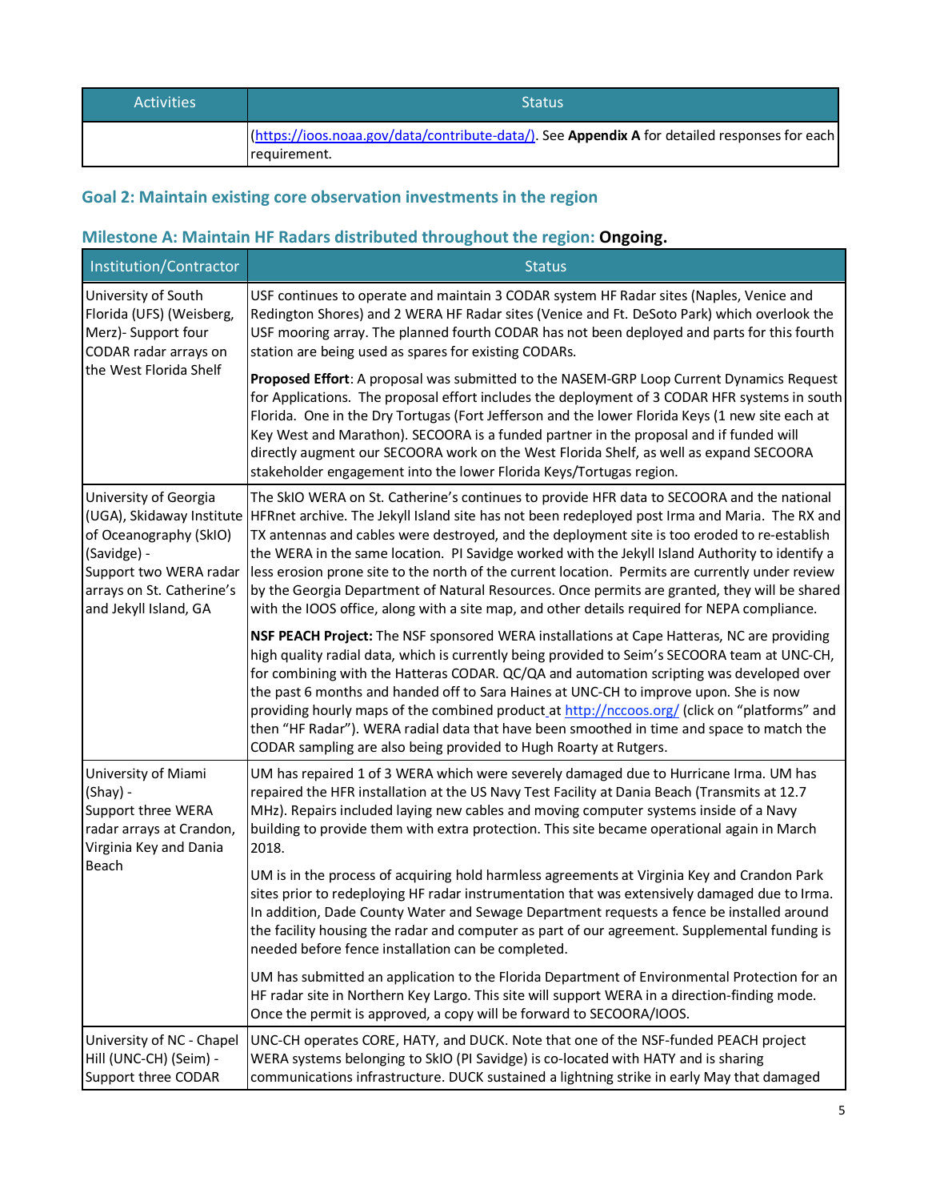| Activities | Status |
|---|---|
| | (https://ioos.noaa.gov/data/contribute-data/). See **Appendix A** for detailed responses for each requirement. |

### Goal 2: Maintain existing core observation investments in the region

### Milestone A: Maintain HF Radars distributed throughout the region: **Ongoing.**

| Institution/Contractor | Status |
|---|---|
| University of South Florida (UFS) (Weisberg, Merz)- Support four CODAR radar arrays on the West Florida Shelf | USF continues to operate and maintain 3 CODAR system HF Radar sites (Naples, Venice and Redington Shores) and 2 WERA HF Radar sites (Venice and Ft. DeSoto Park) which overlook the USF mooring array. The planned fourth CODAR has not been deployed and parts for this fourth station are being used as spares for existing CODARs.<br><br>**Proposed Effort**: A proposal was submitted to the NASEM-GRP Loop Current Dynamics Request for Applications. The proposal effort includes the deployment of 3 CODAR HFR systems in south Florida. One in the Dry Tortugas (Fort Jefferson and the lower Florida Keys (1 new site each at Key West and Marathon). SECOORA is a funded partner in the proposal and if funded will directly augment our SECOORA work on the West Florida Shelf, as well as expand SECOORA stakeholder engagement into the lower Florida Keys/Tortugas region. |
| University of Georgia (UGA), Skidaway Institute of Oceanography (SkIO) (Savidge) - Support two WERA radar arrays on St. Catherine's and Jekyll Island, GA | The SkIO WERA on St. Catherine's continues to provide HFR data to SECOORA and the national HFRnet archive. The Jekyll Island site has not been redeployed post Irma and Maria. The RX and TX antennas and cables were destroyed, and the deployment site is too eroded to re-establish the WERA in the same location. PI Savidge worked with the Jekyll Island Authority to identify a less erosion prone site to the north of the current location. Permits are currently under review by the Georgia Department of Natural Resources. Once permits are granted, they will be shared with the IOOS office, along with a site map, and other details required for NEPA compliance.<br><br>**NSF PEACH Project:** The NSF sponsored WERA installations at Cape Hatteras, NC are providing high quality radial data, which is currently being provided to Seim's SECOORA team at UNC-CH, for combining with the Hatteras CODAR. QC/QA and automation scripting was developed over the past 6 months and handed off to Sara Haines at UNC-CH to improve upon. She is now providing hourly maps of the combined product at http://nccoos.org/ (click on "platforms" and then "HF Radar"). WERA radial data that have been smoothed in time and space to match the CODAR sampling are also being provided to Hugh Roarty at Rutgers. |
| University of Miami (Shay) - Support three WERA radar arrays at Crandon, Virginia Key and Dania Beach | UM has repaired 1 of 3 WERA which were severely damaged due to Hurricane Irma. UM has repaired the HFR installation at the US Navy Test Facility at Dania Beach (Transmits at 12.7 MHz). Repairs included laying new cables and moving computer systems inside of a Navy building to provide them with extra protection. This site became operational again in March 2018.<br><br>UM is in the process of acquiring hold harmless agreements at Virginia Key and Crandon Park sites prior to redeploying HF radar instrumentation that was extensively damaged due to Irma. In addition, Dade County Water and Sewage Department requests a fence be installed around the facility housing the radar and computer as part of our agreement. Supplemental funding is needed before fence installation can be completed.<br><br>UM has submitted an application to the Florida Department of Environmental Protection for an HF radar site in Northern Key Largo. This site will support WERA in a direction-finding mode. Once the permit is approved, a copy will be forward to SECOORA/IOOS. |
| University of NC - Chapel Hill (UNC-CH) (Seim) - Support three CODAR | UNC-CH operates CORE, HATY, and DUCK. Note that one of the NSF-funded PEACH project WERA systems belonging to SkIO (PI Savidge) is co-located with HATY and is sharing communications infrastructure. DUCK sustained a lightning strike in early May that damaged |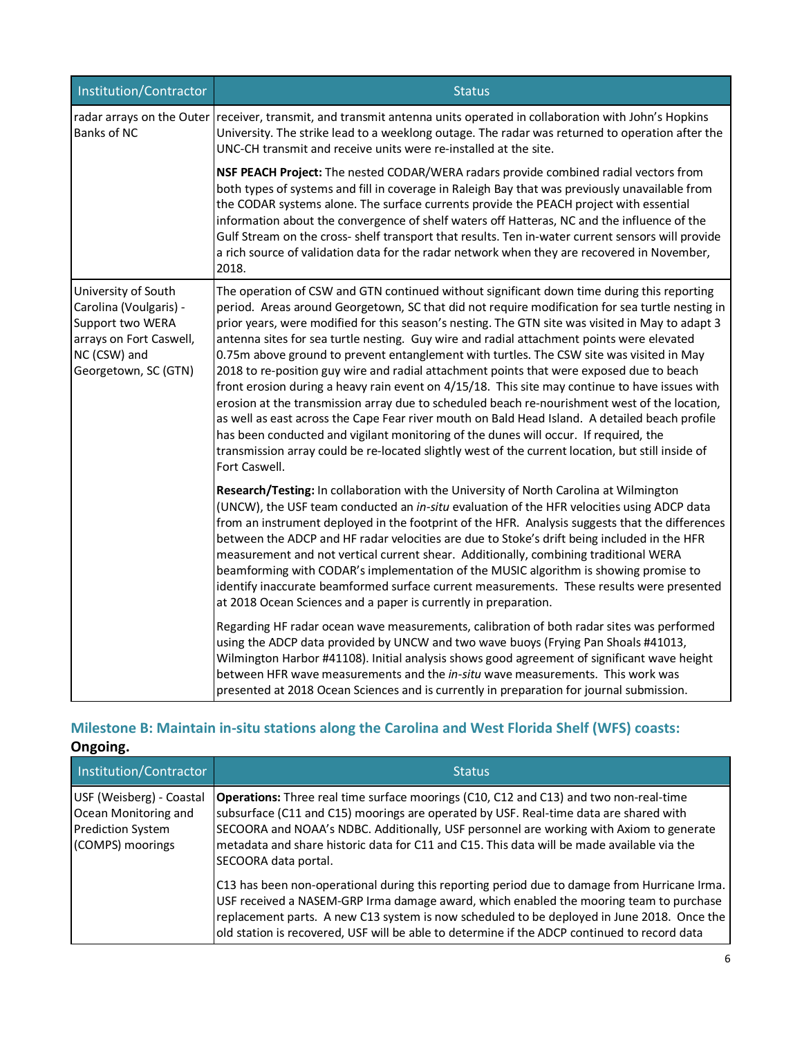| Institution/Contractor | Status |
|---|---|
| radar arrays on the Outer Banks of NC | receiver, transmit, and transmit antenna units operated in collaboration with John's Hopkins University. The strike lead to a weeklong outage. The radar was returned to operation after the UNC-CH transmit and receive units were re-installed at the site.<br><br>**NSF PEACH Project:** The nested CODAR/WERA radars provide combined radial vectors from both types of systems and fill in coverage in Raleigh Bay that was previously unavailable from the CODAR systems alone. The surface currents provide the PEACH project with essential information about the convergence of shelf waters off Hatteras, NC and the influence of the Gulf Stream on the cross- shelf transport that results. Ten in-water current sensors will provide a rich source of validation data for the radar network when they are recovered in November, 2018. |
| University of South Carolina (Voulgaris) - Support two WERA arrays on Fort Caswell, NC (CSW) and Georgetown, SC (GTN) | The operation of CSW and GTN continued without significant down time during this reporting period. Areas around Georgetown, SC that did not require modification for sea turtle nesting in prior years, were modified for this season's nesting. The GTN site was visited in May to adapt 3 antenna sites for sea turtle nesting. Guy wire and radial attachment points were elevated 0.75m above ground to prevent entanglement with turtles. The CSW site was visited in May 2018 to re-position guy wire and radial attachment points that were exposed due to beach front erosion during a heavy rain event on 4/15/18. This site may continue to have issues with erosion at the transmission array due to scheduled beach re-nourishment west of the location, as well as east across the Cape Fear river mouth on Bald Head Island. A detailed beach profile has been conducted and vigilant monitoring of the dunes will occur. If required, the transmission array could be re-located slightly west of the current location, but still inside of Fort Caswell.<br><br>**Research/Testing:** In collaboration with the University of North Carolina at Wilmington (UNCW), the USF team conducted an *in-situ* evaluation of the HFR velocities using ADCP data from an instrument deployed in the footprint of the HFR. Analysis suggests that the differences between the ADCP and HF radar velocities are due to Stoke's drift being included in the HFR measurement and not vertical current shear. Additionally, combining traditional WERA beamforming with CODAR's implementation of the MUSIC algorithm is showing promise to identify inaccurate beamformed surface current measurements. These results were presented at 2018 Ocean Sciences and a paper is currently in preparation.<br><br>Regarding HF radar ocean wave measurements, calibration of both radar sites was performed using the ADCP data provided by UNCW and two wave buoys (Frying Pan Shoals #41013, Wilmington Harbor #41108). Initial analysis shows good agreement of significant wave height between HFR wave measurements and the *in-situ* wave measurements. This work was presented at 2018 Ocean Sciences and is currently in preparation for journal submission. |

## Milestone B: Maintain in-situ stations along the Carolina and West Florida Shelf (WFS) coasts:

**Ongoing.**

| Institution/Contractor | Status |
|---|---|
| USF (Weisberg) - Coastal Ocean Monitoring and Prediction System (COMPS) moorings | **Operations:** Three real time surface moorings (C10, C12 and C13) and two non-real-time subsurface (C11 and C15) moorings are operated by USF. Real-time data are shared with SECOORA and NOAA's NDBC. Additionally, USF personnel are working with Axiom to generate metadata and share historic data for C11 and C15. This data will be made available via the SECOORA data portal.<br><br>C13 has been non-operational during this reporting period due to damage from Hurricane Irma. USF received a NASEM-GRP Irma damage award, which enabled the mooring team to purchase replacement parts. A new C13 system is now scheduled to be deployed in June 2018. Once the old station is recovered, USF will be able to determine if the ADCP continued to record data |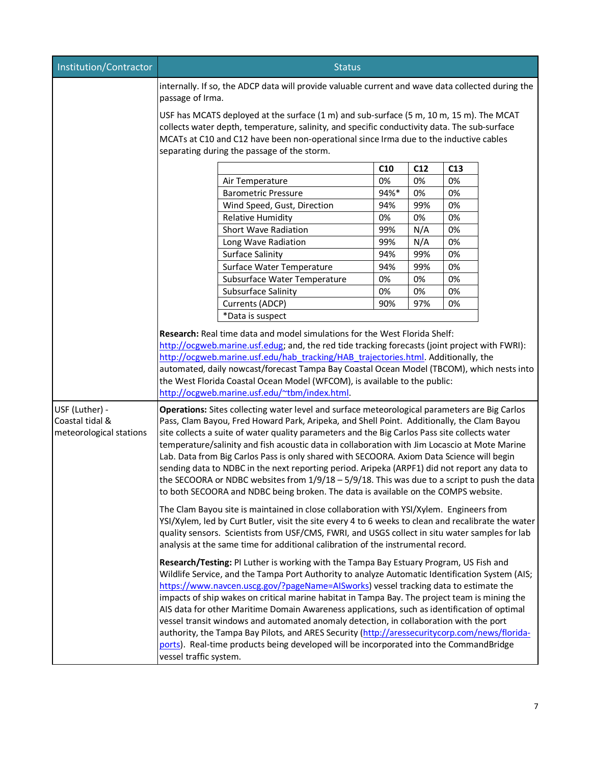| Institution/Contractor | Status |
|---|---|
| | internally. If so, the ADCP data will provide valuable current and wave data collected during the passage of Irma. USF has MCATS deployed at the surface (1 m) and sub-surface (5 m, 10 m, 15 m). The MCAT collects water depth, temperature, salinity, and specific conductivity data. The sub-surface MCATs at C10 and C12 have been non-operational since Irma due to the inductive cables separating during the passage of the storm. |

| | C10 | C12 | C13 |
|---|---|---|---|
| Air Temperature | 0% | 0% | 0% |
| Barometric Pressure | 94%* | 0% | 0% |
| Wind Speed, Gust, Direction | 94% | 99% | 0% |
| Relative Humidity | 0% | 0% | 0% |
| Short Wave Radiation | 99% | N/A | 0% |
| Long Wave Radiation | 99% | N/A | 0% |
| Surface Salinity | 94% | 99% | 0% |
| Surface Water Temperature | 94% | 99% | 0% |
| Subsurface Water Temperature | 0% | 0% | 0% |
| Subsurface Salinity | 0% | 0% | 0% |
| Currents (ADCP) | 90% | 97% | 0% |
| *Data is suspect | | | |

| Institution/Contractor | Status |
|---|---|
| | **Research:** Real time data and model simulations for the West Florida Shelf: http://ocgweb.marine.usf.edug; and, the red tide tracking forecasts (joint project with FWRI): http://ocgweb.marine.usf.edu/hab_tracking/HAB_trajectories.html. Additionally, the automated, daily nowcast/forecast Tampa Bay Coastal Ocean Model (TBCOM), which nests into the West Florida Coastal Ocean Model (WFCOM), is available to the public: http://ocgweb.marine.usf.edu/~tbm/index.html. |
| USF (Luther) - Coastal tidal & meteorological stations | **Operations:** Sites collecting water level and surface meteorological parameters are Big Carlos Pass, Clam Bayou, Fred Howard Park, Aripeka, and Shell Point. Additionally, the Clam Bayou site collects a suite of water quality parameters and the Big Carlos Pass site collects water temperature/salinity and fish acoustic data in collaboration with Jim Locascio at Mote Marine Lab. Data from Big Carlos Pass is only shared with SECOORA. Axiom Data Science will begin sending data to NDBC in the next reporting period. Aripeka (ARPF1) did not report any data to the SECOORA or NDBC websites from 1/9/18 – 5/9/18. This was due to a script to push the data to both SECOORA and NDBC being broken. The data is available on the COMPS website. <br><br> The Clam Bayou site is maintained in close collaboration with YSI/Xylem. Engineers from YSI/Xylem, led by Curt Butler, visit the site every 4 to 6 weeks to clean and recalibrate the water quality sensors. Scientists from USF/CMS, FWRI, and USGS collect in situ water samples for lab analysis at the same time for additional calibration of the instrumental record. <br><br> **Research/Testing:** PI Luther is working with the Tampa Bay Estuary Program, US Fish and Wildlife Service, and the Tampa Port Authority to analyze Automatic Identification System (AIS; https://www.navcen.uscg.gov/?pageName=AISworks) vessel tracking data to estimate the impacts of ship wakes on critical marine habitat in Tampa Bay. The project team is mining the AIS data for other Maritime Domain Awareness applications, such as identification of optimal vessel transit windows and automated anomaly detection, in collaboration with the port authority, the Tampa Bay Pilots, and ARES Security (http://aressecuritycorp.com/news/florida-ports). Real-time products being developed will be incorporated into the CommandBridge vessel traffic system. |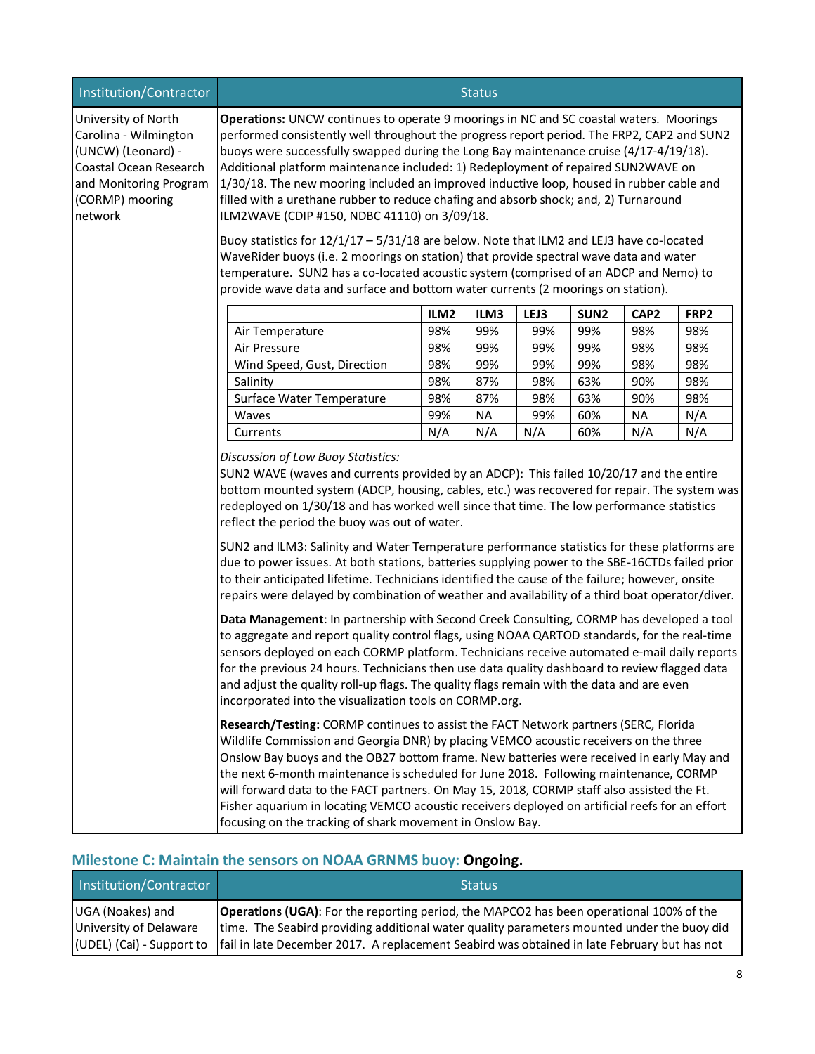| Institution/Contractor | Status |
|---|---|
| University of North Carolina - Wilmington (UNCW) (Leonard) - Coastal Ocean Research and Monitoring Program (CORMP) mooring network | **Operations:** UNCW continues to operate 9 moorings in NC and SC coastal waters. Moorings performed consistently well throughout the progress report period. The FRP2, CAP2 and SUN2 buoys were successfully swapped during the Long Bay maintenance cruise (4/17-4/19/18). Additional platform maintenance included: 1) Redeployment of repaired SUN2WAVE on 1/30/18. The new mooring included an improved inductive loop, housed in rubber cable and filled with a urethane rubber to reduce chafing and absorb shock; and, 2) Turnaround ILM2WAVE (CDIP #150, NDBC 41110) on 3/09/18. <br><br> Buoy statistics for 12/1/17 – 5/31/18 are below. Note that ILM2 and LEJ3 have co-located WaveRider buoys (i.e. 2 moorings on station) that provide spectral wave data and water temperature. SUN2 has a co-located acoustic system (comprised of an ADCP and Nemo) to provide wave data and surface and bottom water currents (2 moorings on station). |

| | ILM2 | ILM3 | LEJ3 | SUN2 | CAP2 | FRP2 |
|---|---|---|---|---|---|---|
| Air Temperature | 98% | 99% | 99% | 99% | 98% | 98% |
| Air Pressure | 98% | 99% | 99% | 99% | 98% | 98% |
| Wind Speed, Gust, Direction | 98% | 99% | 99% | 99% | 98% | 98% |
| Salinity | 98% | 87% | 98% | 63% | 90% | 98% |
| Surface Water Temperature | 98% | 87% | 98% | 63% | 90% | 98% |
| Waves | 99% | NA | 99% | 60% | NA | N/A |
| Currents | N/A | N/A | N/A | 60% | N/A | N/A |

*Discussion of Low Buoy Statistics:*

SUN2 WAVE (waves and currents provided by an ADCP): This failed 10/20/17 and the entire bottom mounted system (ADCP, housing, cables, etc.) was recovered for repair. The system was redeployed on 1/30/18 and has worked well since that time. The low performance statistics reflect the period the buoy was out of water.

SUN2 and ILM3: Salinity and Water Temperature performance statistics for these platforms are due to power issues. At both stations, batteries supplying power to the SBE-16CTDs failed prior to their anticipated lifetime. Technicians identified the cause of the failure; however, onsite repairs were delayed by combination of weather and availability of a third boat operator/diver.

**Data Management**: In partnership with Second Creek Consulting, CORMP has developed a tool to aggregate and report quality control flags, using NOAA QARTOD standards, for the real-time sensors deployed on each CORMP platform. Technicians receive automated e-mail daily reports for the previous 24 hours. Technicians then use data quality dashboard to review flagged data and adjust the quality roll-up flags. The quality flags remain with the data and are even incorporated into the visualization tools on CORMP.org.

**Research/Testing:** CORMP continues to assist the FACT Network partners (SERC, Florida Wildlife Commission and Georgia DNR) by placing VEMCO acoustic receivers on the three Onslow Bay buoys and the OB27 bottom frame. New batteries were received in early May and the next 6-month maintenance is scheduled for June 2018. Following maintenance, CORMP will forward data to the FACT partners. On May 15, 2018, CORMP staff also assisted the Ft. Fisher aquarium in locating VEMCO acoustic receivers deployed on artificial reefs for an effort focusing on the tracking of shark movement in Onslow Bay.

## Milestone C: Maintain the sensors on NOAA GRNMS buoy: **Ongoing.**

| Institution/Contractor | Status |
|---|---|
| UGA (Noakes) and University of Delaware (UDEL) (Cai) - Support to | **Operations (UGA)**: For the reporting period, the MAPCO2 has been operational 100% of the time. The Seabird providing additional water quality parameters mounted under the buoy did fail in late December 2017. A replacement Seabird was obtained in late February but has not |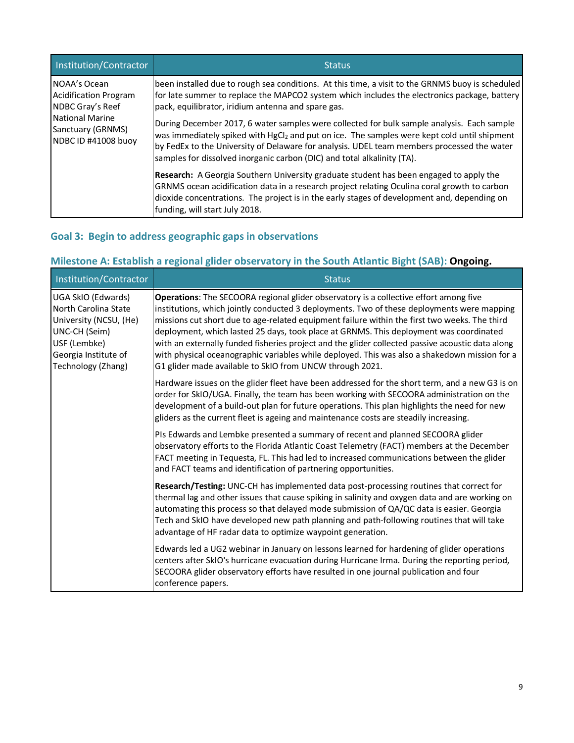| Institution/Contractor | Status |
| --- | --- |
| NOAA's Ocean Acidification Program NDBC Gray's Reef National Marine Sanctuary (GRNMS) NDBC ID #41008 buoy | been installed due to rough sea conditions. At this time, a visit to the GRNMS buoy is scheduled for late summer to replace the MAPCO2 system which includes the electronics package, battery pack, equilibrator, iridium antenna and spare gas.<br><br>During December 2017, 6 water samples were collected for bulk sample analysis. Each sample was immediately spiked with $HgCl_2$ and put on ice. The samples were kept cold until shipment by FedEx to the University of Delaware for analysis. UDEL team members processed the water samples for dissolved inorganic carbon (DIC) and total alkalinity (TA).<br><br>**Research:** A Georgia Southern University graduate student has been engaged to apply the GRNMS ocean acidification data in a research project relating Oculina coral growth to carbon dioxide concentrations. The project is in the early stages of development and, depending on funding, will start July 2018. |

### Goal 3: Begin to address geographic gaps in observations

### Milestone A: Establish a regional glider observatory in the South Atlantic Bight (SAB): **Ongoing.**

| Institution/Contractor | Status |
| --- | --- |
| UGA SkIO (Edwards)<br>North Carolina State University (NCSU, (He)<br>UNC-CH (Seim)<br>USF (Lembke)<br>Georgia Institute of Technology (Zhang) | **Operations**: The SECOORA regional glider observatory is a collective effort among five institutions, which jointly conducted 3 deployments. Two of these deployments were mapping missions cut short due to age-related equipment failure within the first two weeks. The third deployment, which lasted 25 days, took place at GRNMS. This deployment was coordinated with an externally funded fisheries project and the glider collected passive acoustic data along with physical oceanographic variables while deployed. This was also a shakedown mission for a G1 glider made available to SkIO from UNCW through 2021.<br><br>Hardware issues on the glider fleet have been addressed for the short term, and a new G3 is on order for SkIO/UGA. Finally, the team has been working with SECOORA administration on the development of a build-out plan for future operations. This plan highlights the need for new gliders as the current fleet is ageing and maintenance costs are steadily increasing.<br><br>PIs Edwards and Lembke presented a summary of recent and planned SECOORA glider observatory efforts to the Florida Atlantic Coast Telemetry (FACT) members at the December FACT meeting in Tequesta, FL. This had led to increased communications between the glider and FACT teams and identification of partnering opportunities.<br><br>**Research/Testing:** UNC-CH has implemented data post-processing routines that correct for thermal lag and other issues that cause spiking in salinity and oxygen data and are working on automating this process so that delayed mode submission of QA/QC data is easier. Georgia Tech and SkIO have developed new path planning and path-following routines that will take advantage of HF radar data to optimize waypoint generation.<br><br>Edwards led a UG2 webinar in January on lessons learned for hardening of glider operations centers after SkIO's hurricane evacuation during Hurricane Irma. During the reporting period, SECOORA glider observatory efforts have resulted in one journal publication and four conference papers. |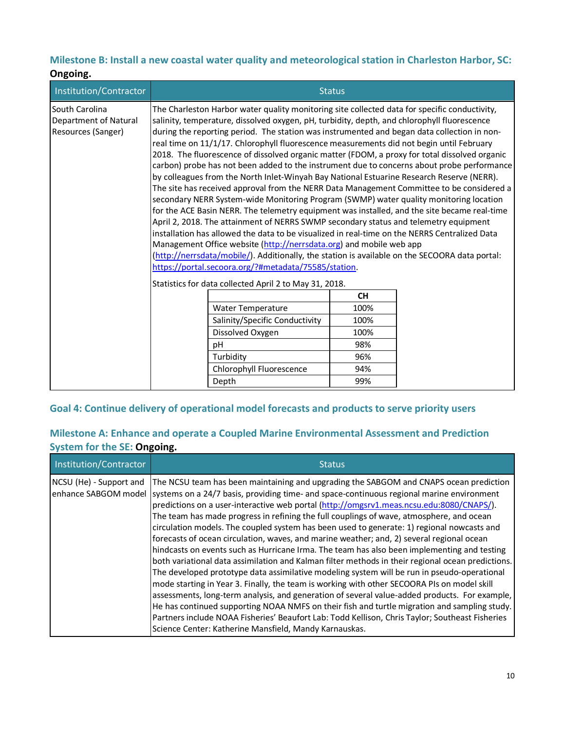### Milestone B: Install a new coastal water quality and meteorological station in Charleston Harbor, SC: **Ongoing.**

| Institution/Contractor | Status |
|---|---|
| South Carolina Department of Natural Resources (Sanger) | The Charleston Harbor water quality monitoring site collected data for specific conductivity, salinity, temperature, dissolved oxygen, pH, turbidity, depth, and chlorophyll fluorescence during the reporting period. The station was instrumented and began data collection in non-real time on 11/1/17. Chlorophyll fluorescence measurements did not begin until February 2018. The fluorescence of dissolved organic matter (FDOM, a proxy for total dissolved organic carbon) probe has not been added to the instrument due to concerns about probe performance by colleagues from the North Inlet-Winyah Bay National Estuarine Research Reserve (NERR). The site has received approval from the NERR Data Management Committee to be considered a secondary NERR System-wide Monitoring Program (SWMP) water quality monitoring location for the ACE Basin NERR. The telemetry equipment was installed, and the site became real-time April 2, 2018. The attainment of NERRS SWMP secondary status and telemetry equipment installation has allowed the data to be visualized in real-time on the NERRS Centralized Data Management Office website (http://nerrsdata.org) and mobile web app (http://nerrsdata/mobile/). Additionally, the station is available on the SECOORA data portal: https://portal.secoora.org/?#metadata/75585/station. <br><br> Statistics for data collected April 2 to May 31, 2018. |

| | CH |
|---|---|
| Water Temperature | 100% |
| Salinity/Specific Conductivity | 100% |
| Dissolved Oxygen | 100% |
| pH | 98% |
| Turbidity | 96% |
| Chlorophyll Fluorescence | 94% |
| Depth | 99% |

## Goal 4: Continue delivery of operational model forecasts and products to serve priority users

### Milestone A: Enhance and operate a Coupled Marine Environmental Assessment and Prediction System for the SE: **Ongoing.**

| Institution/Contractor | Status |
|---|---|
| NCSU (He) - Support and enhance SABGOM model | The NCSU team has been maintaining and upgrading the SABGOM and CNAPS ocean prediction systems on a 24/7 basis, providing time- and space-continuous regional marine environment predictions on a user-interactive web portal (http://omgsrv1.meas.ncsu.edu:8080/CNAPS/). The team has made progress in refining the full couplings of wave, atmosphere, and ocean circulation models. The coupled system has been used to generate: 1) regional nowcasts and forecasts of ocean circulation, waves, and marine weather; and, 2) several regional ocean hindcasts on events such as Hurricane Irma. The team has also been implementing and testing both variational data assimilation and Kalman filter methods in their regional ocean predictions. The developed prototype data assimilative modeling system will be run in pseudo-operational mode starting in Year 3. Finally, the team is working with other SECOORA PIs on model skill assessments, long-term analysis, and generation of several value-added products. For example, He has continued supporting NOAA NMFS on their fish and turtle migration and sampling study. Partners include NOAA Fisheries' Beaufort Lab: Todd Kellison, Chris Taylor; Southeast Fisheries Science Center: Katherine Mansfield, Mandy Karnauskas. |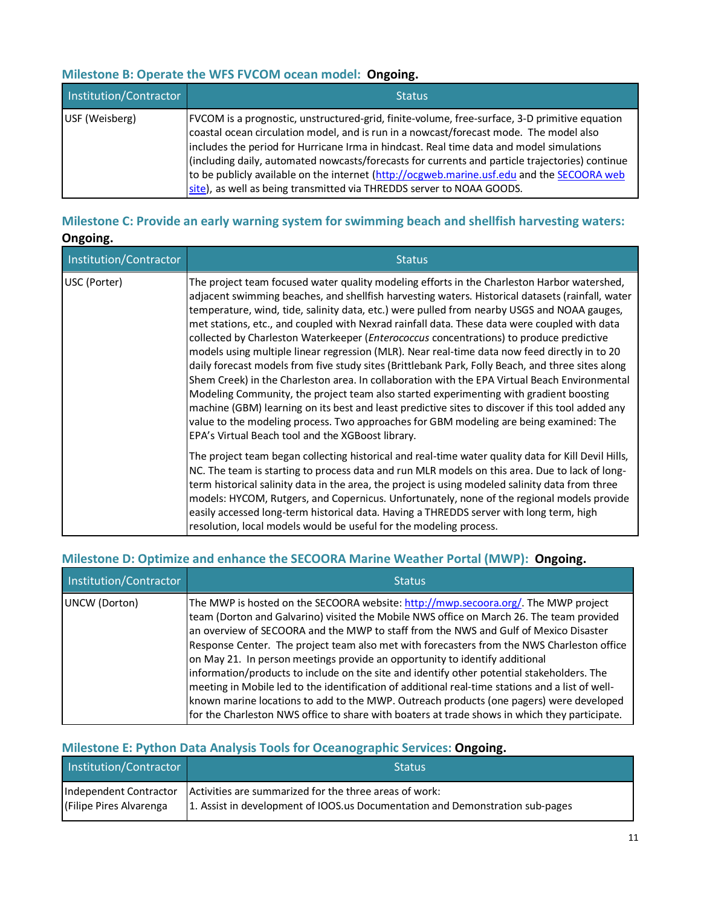### Milestone B: Operate the WFS FVCOM ocean model: **Ongoing.**

| Institution/Contractor | Status |
|---|---|
| USF (Weisberg) | FVCOM is a prognostic, unstructured-grid, finite-volume, free-surface, 3-D primitive equation coastal ocean circulation model, and is run in a nowcast/forecast mode. The model also includes the period for Hurricane Irma in hindcast. Real time data and model simulations (including daily, automated nowcasts/forecasts for currents and particle trajectories) continue to be publicly available on the internet (http://ocgweb.marine.usf.edu and the SECOORA web site), as well as being transmitted via THREDDS server to NOAA GOODS. |

### Milestone C: Provide an early warning system for swimming beach and shellfish harvesting waters: **Ongoing.**

| Institution/Contractor | Status |
|---|---|
| USC (Porter) | The project team focused water quality modeling efforts in the Charleston Harbor watershed, adjacent swimming beaches, and shellfish harvesting waters. Historical datasets (rainfall, water temperature, wind, tide, salinity data, etc.) were pulled from nearby USGS and NOAA gauges, met stations, etc., and coupled with Nexrad rainfall data. These data were coupled with data collected by Charleston Waterkeeper (*Enterococcus* concentrations) to produce predictive models using multiple linear regression (MLR). Near real-time data now feed directly in to 20 daily forecast models from five study sites (Brittlebank Park, Folly Beach, and three sites along Shem Creek) in the Charleston area. In collaboration with the EPA Virtual Beach Environmental Modeling Community, the project team also started experimenting with gradient boosting machine (GBM) learning on its best and least predictive sites to discover if this tool added any value to the modeling process. Two approaches for GBM modeling are being examined: The EPA's Virtual Beach tool and the XGBoost library.<br><br>The project team began collecting historical and real-time water quality data for Kill Devil Hills, NC. The team is starting to process data and run MLR models on this area. Due to lack of long-term historical salinity data in the area, the project is using modeled salinity data from three models: HYCOM, Rutgers, and Copernicus. Unfortunately, none of the regional models provide easily accessed long-term historical data. Having a THREDDS server with long term, high resolution, local models would be useful for the modeling process. |

### Milestone D: Optimize and enhance the SECOORA Marine Weather Portal (MWP): **Ongoing.**

| Institution/Contractor | Status |
|---|---|
| UNCW (Dorton) | The MWP is hosted on the SECOORA website: http://mwp.secoora.org/. The MWP project team (Dorton and Galvarino) visited the Mobile NWS office on March 26. The team provided an overview of SECOORA and the MWP to staff from the NWS and Gulf of Mexico Disaster Response Center. The project team also met with forecasters from the NWS Charleston office on May 21. In person meetings provide an opportunity to identify additional information/products to include on the site and identify other potential stakeholders. The meeting in Mobile led to the identification of additional real-time stations and a list of well-known marine locations to add to the MWP. Outreach products (one pagers) were developed for the Charleston NWS office to share with boaters at trade shows in which they participate. |

### Milestone E: Python Data Analysis Tools for Oceanographic Services: **Ongoing.**

| Institution/Contractor | Status |
|---|---|
| Independent Contractor (Filipe Pires Alvarenga | Activities are summarized for the three areas of work:<br>1. Assist in development of IOOS.us Documentation and Demonstration sub-pages |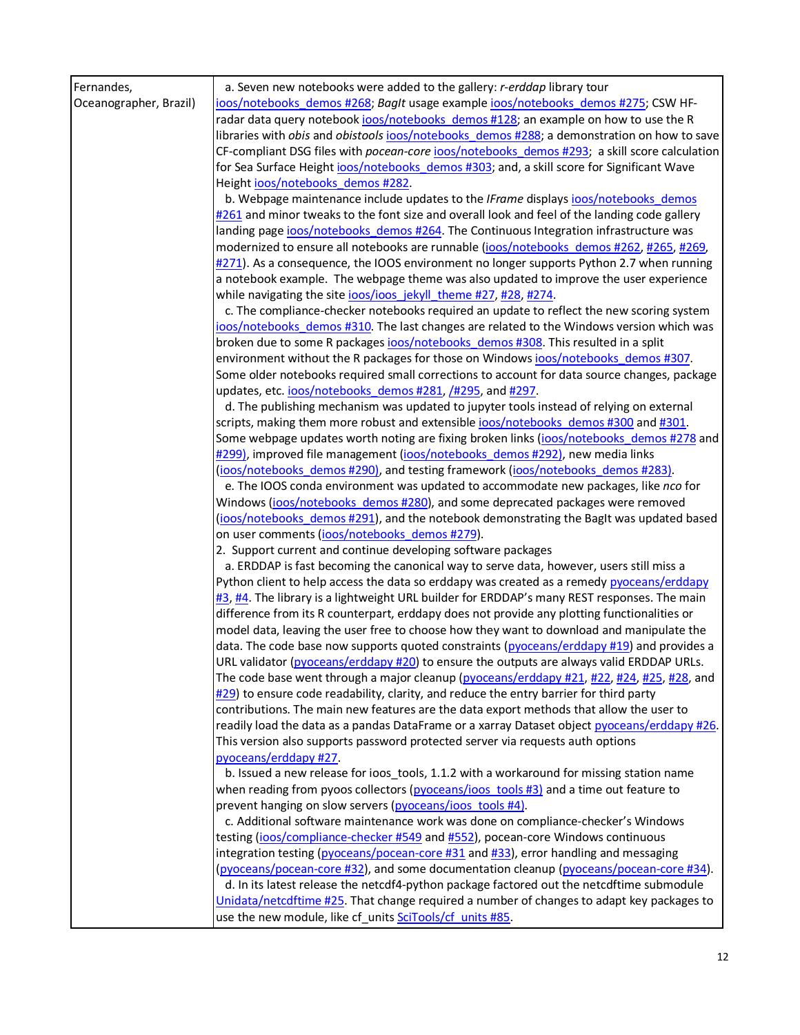| Fernandes, Oceanographer, Brazil) | a. Seven new notebooks were added to the gallery: *r-erddap* library tour ioos/notebooks_demos #268; *BagIt* usage example ioos/notebooks_demos #275; CSW HF-radar data query notebook ioos/notebooks_demos #128; an example on how to use the R libraries with *obis* and *obistools* ioos/notebooks_demos #288; a demonstration on how to save CF-compliant DSG files with *pocean-core* ioos/notebooks_demos #293; a skill score calculation for Sea Surface Height ioos/notebooks_demos #303; and, a skill score for Significant Wave Height ioos/notebooks_demos #282.<br>b. Webpage maintenance include updates to the *IFrame* displays ioos/notebooks_demos #261 and minor tweaks to the font size and overall look and feel of the landing code gallery landing page ioos/notebooks_demos #264. The Continuous Integration infrastructure was modernized to ensure all notebooks are runnable (ioos/notebooks_demos #262, #265, #269, #271). As a consequence, the IOOS environment no longer supports Python 2.7 when running a notebook example. The webpage theme was also updated to improve the user experience while navigating the site ioos/ioos_jekyll_theme #27, #28, #274.<br>c. The compliance-checker notebooks required an update to reflect the new scoring system ioos/notebooks_demos #310. The last changes are related to the Windows version which was broken due to some R packages ioos/notebooks_demos #308. This resulted in a split environment without the R packages for those on Windows ioos/notebooks_demos #307. Some older notebooks required small corrections to account for data source changes, package updates, etc. ioos/notebooks_demos #281, /#295, and #297.<br>d. The publishing mechanism was updated to jupyter tools instead of relying on external scripts, making them more robust and extensible ioos/notebooks_demos #300 and #301. Some webpage updates worth noting are fixing broken links (ioos/notebooks_demos #278 and #299), improved file management (ioos/notebooks_demos #292), new media links (ioos/notebooks_demos #290), and testing framework (ioos/notebooks_demos #283).<br>e. The IOOS conda environment was updated to accommodate new packages, like *nco* for Windows (ioos/notebooks_demos #280), and some deprecated packages were removed (ioos/notebooks_demos #291), and the notebook demonstrating the BagIt was updated based on user comments (ioos/notebooks_demos #279).<br>2. Support current and continue developing software packages<br>a. ERDDAP is fast becoming the canonical way to serve data, however, users still miss a Python client to help access the data so erddapy was created as a remedy pyoceans/erddapy #3, #4. The library is a lightweight URL builder for ERDDAP's many REST responses. The main difference from its R counterpart, erddapy does not provide any plotting functionalities or model data, leaving the user free to choose how they want to download and manipulate the data. The code base now supports quoted constraints (pyoceans/erddapy #19) and provides a URL validator (pyoceans/erddapy #20) to ensure the outputs are always valid ERDDAP URLs. The code base went through a major cleanup (pyoceans/erddapy #21, #22, #24, #25, #28, and #29) to ensure code readability, clarity, and reduce the entry barrier for third party contributions. The main new features are the data export methods that allow the user to readily load the data as a pandas DataFrame or a xarray Dataset object pyoceans/erddapy #26. This version also supports password protected server via requests auth options pyoceans/erddapy #27.<br>b. Issued a new release for ioos_tools, 1.1.2 with a workaround for missing station name when reading from pyoos collectors (pyoceans/ioos_tools #3) and a time out feature to prevent hanging on slow servers (pyoceans/ioos_tools #4).<br>c. Additional software maintenance work was done on compliance-checker's Windows testing (ioos/compliance-checker #549 and #552), pocean-core Windows continuous integration testing (pyoceans/pocean-core #31 and #33), error handling and messaging (pyoceans/pocean-core #32), and some documentation cleanup (pyoceans/pocean-core #34).<br>d. In its latest release the netcdf4-python package factored out the netcdftime submodule Unidata/netcdftime #25. That change required a number of changes to adapt key packages to use the new module, like cf_units SciTools/cf_units #85. |
|---|---|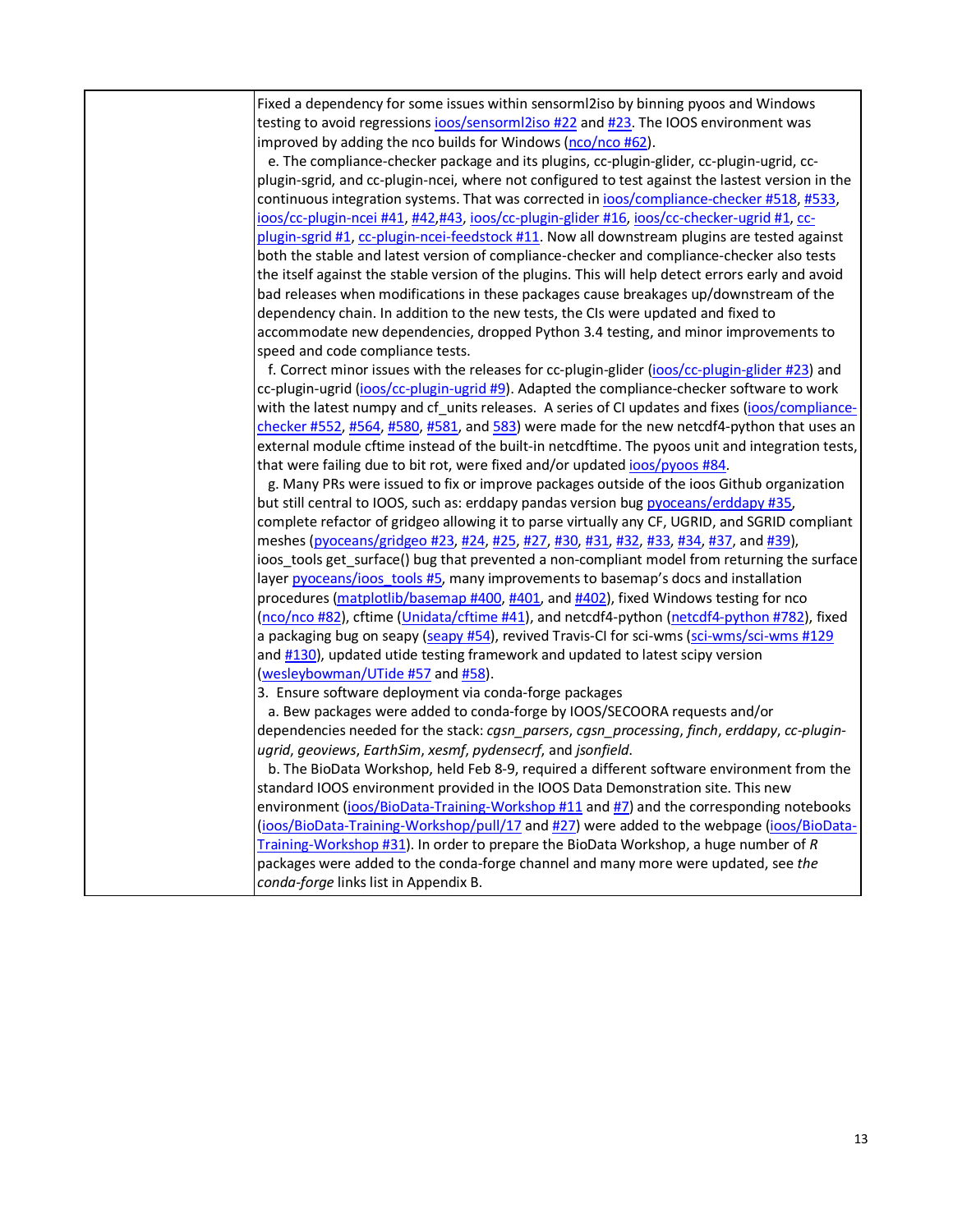| | Fixed a dependency for some issues within sensorml2iso by binning pyoos and Windows testing to avoid regressions ioos/sensorml2iso #22 and #23. The IOOS environment was improved by adding the nco builds for Windows (nco/nco #62).<br>e. The compliance-checker package and its plugins, cc-plugin-glider, cc-plugin-ugrid, cc-plugin-sgrid, and cc-plugin-ncei, where not configured to test against the lastest version in the continuous integration systems. That was corrected in ioos/compliance-checker #518, #533, ioos/cc-plugin-ncei #41, #42,#43, ioos/cc-plugin-glider #16, ioos/cc-checker-ugrid #1, cc-plugin-sgrid #1, cc-plugin-ncei-feedstock #11. Now all downstream plugins are tested against both the stable and latest version of compliance-checker and compliance-checker also tests the itself against the stable version of the plugins. This will help detect errors early and avoid bad releases when modifications in these packages cause breakages up/downstream of the dependency chain. In addition to the new tests, the CIs were updated and fixed to accommodate new dependencies, dropped Python 3.4 testing, and minor improvements to speed and code compliance tests.<br>f. Correct minor issues with the releases for cc-plugin-glider (ioos/cc-plugin-glider #23) and cc-plugin-ugrid (ioos/cc-plugin-ugrid #9). Adapted the compliance-checker software to work with the latest numpy and cf_units releases. A series of CI updates and fixes (ioos/compliance-checker #552, #564, #580, #581, and 583) were made for the new netcdf4-python that uses an external module cftime instead of the built-in netcdftime. The pyoos unit and integration tests, that were failing due to bit rot, were fixed and/or updated ioos/pyoos #84.<br>g. Many PRs were issued to fix or improve packages outside of the ioos Github organization but still central to IOOS, such as: erddapy pandas version bug pyoceans/erddapy #35, complete refactor of gridgeo allowing it to parse virtually any CF, UGRID, and SGRID compliant meshes (pyoceans/gridgeo #23, #24, #25, #27, #30, #31, #32, #33, #34, #37, and #39), ioos_tools get_surface() bug that prevented a non-compliant model from returning the surface layer pyoceans/ioos_tools #5, many improvements to basemap's docs and installation procedures (matplotlib/basemap #400, #401, and #402), fixed Windows testing for nco (nco/nco #82), cftime (Unidata/cftime #41), and netcdf4-python (netcdf4-python #782), fixed a packaging bug on seapy (seapy #54), revived Travis-CI for sci-wms (sci-wms/sci-wms #129 and #130), updated utide testing framework and updated to latest scipy version (wesleybowman/UTide #57 and #58).<br>3. Ensure software deployment via conda-forge packages<br>a. Bew packages were added to conda-forge by IOOS/SECOORA requests and/or dependencies needed for the stack: *cgsn_parsers*, *cgsn_processing*, *finch*, *erddapy*, *cc-plugin-ugrid*, *geoviews*, *EarthSim*, *xesmf*, *pydensecrf*, and *jsonfield*.<br>b. The BioData Workshop, held Feb 8-9, required a different software environment from the standard IOOS environment provided in the IOOS Data Demonstration site. This new environment (ioos/BioData-Training-Workshop #11 and #7) and the corresponding notebooks (ioos/BioData-Training-Workshop/pull/17 and #27) were added to the webpage (ioos/BioData-Training-Workshop #31). In order to prepare the BioData Workshop, a huge number of *R* packages were added to the conda-forge channel and many more were updated, see *the conda-forge* links list in Appendix B. |
|---|---|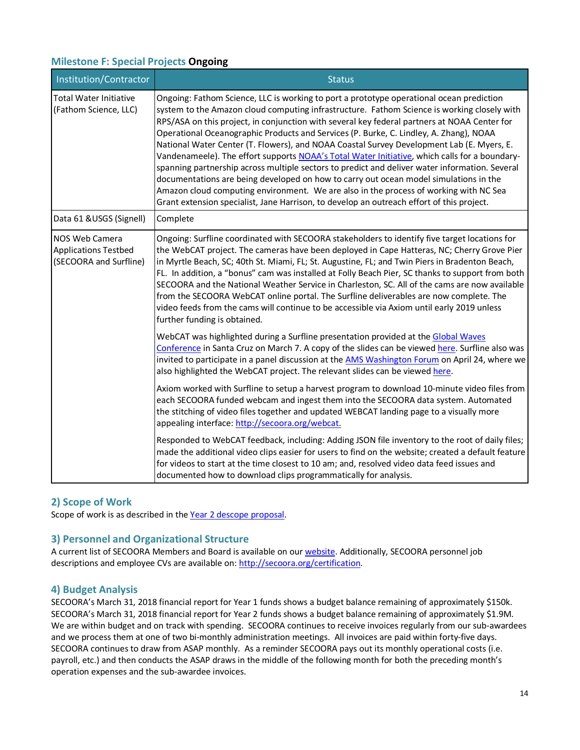### Milestone F: Special Projects **Ongoing**

| Institution/Contractor | Status |
| --- | --- |
| Total Water Initiative (Fathom Science, LLC) | Ongoing: Fathom Science, LLC is working to port a prototype operational ocean prediction system to the Amazon cloud computing infrastructure. Fathom Science is working closely with RPS/ASA on this project, in conjunction with several key federal partners at NOAA Center for Operational Oceanographic Products and Services (P. Burke, C. Lindley, A. Zhang), NOAA National Water Center (T. Flowers), and NOAA Coastal Survey Development Lab (E. Myers, E. Vandenameele). The effort supports NOAA's Total Water Initiative, which calls for a boundary-spanning partnership across multiple sectors to predict and deliver water information. Several documentations are being developed on how to carry out ocean model simulations in the Amazon cloud computing environment. We are also in the process of working with NC Sea Grant extension specialist, Jane Harrison, to develop an outreach effort of this project. |
| Data 61 &USGS (Signell) | Complete |
| NOS Web Camera Applications Testbed (SECOORA and Surfline) | Ongoing: Surfline coordinated with SECOORA stakeholders to identify five target locations for the WebCAT project. The cameras have been deployed in Cape Hatteras, NC; Cherry Grove Pier in Myrtle Beach, SC; 40th St. Miami, FL; St. Augustine, FL; and Twin Piers in Bradenton Beach, FL. In addition, a "bonus" cam was installed at Folly Beach Pier, SC thanks to support from both SECOORA and the National Weather Service in Charleston, SC. All of the cams are now available from the SECOORA WebCAT online portal. The Surfline deliverables are now complete. The video feeds from the cams will continue to be accessible via Axiom until early 2019 unless further funding is obtained.<br><br>WebCAT was highlighted during a Surfline presentation provided at the Global Waves Conference in Santa Cruz on March 7. A copy of the slides can be viewed here. Surfline also was invited to participate in a panel discussion at the AMS Washington Forum on April 24, where we also highlighted the WebCAT project. The relevant slides can be viewed here.<br><br>Axiom worked with Surfline to setup a harvest program to download 10-minute video files from each SECOORA funded webcam and ingest them into the SECOORA data system. Automated the stitching of video files together and updated WEBCAT landing page to a visually more appealing interface: http://secoora.org/webcat.<br><br>Responded to WebCAT feedback, including: Adding JSON file inventory to the root of daily files; made the additional video clips easier for users to find on the website; created a default feature for videos to start at the time closest to 10 am; and, resolved video data feed issues and documented how to download clips programmatically for analysis. |

## 2) Scope of Work

Scope of work is as described in the Year 2 descope proposal.

## 3) Personnel and Organizational Structure

A current list of SECOORA Members and Board is available on our website. Additionally, SECOORA personnel job descriptions and employee CVs are available on: http://secoora.org/certification.

## 4) Budget Analysis

SECOORA's March 31, 2018 financial report for Year 1 funds shows a budget balance remaining of approximately \$150k. SECOORA's March 31, 2018 financial report for Year 2 funds shows a budget balance remaining of approximately \$1.9M. We are within budget and on track with spending. SECOORA continues to receive invoices regularly from our sub-awardees and we process them at one of two bi-monthly administration meetings. All invoices are paid within forty-five days. SECOORA continues to draw from ASAP monthly. As a reminder SECOORA pays out its monthly operational costs (i.e. payroll, etc.) and then conducts the ASAP draws in the middle of the following month for both the preceding month's operation expenses and the sub-awardee invoices.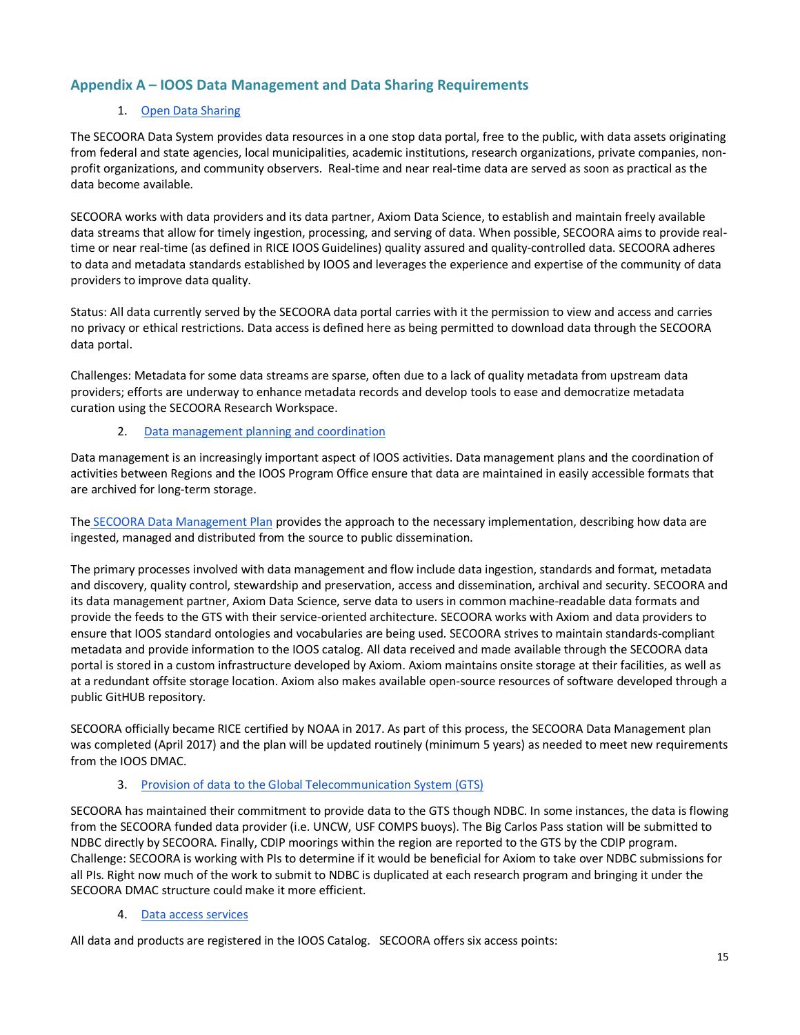## Appendix A – IOOS Data Management and Data Sharing Requirements

1. Open Data Sharing

The SECOORA Data System provides data resources in a one stop data portal, free to the public, with data assets originating from federal and state agencies, local municipalities, academic institutions, research organizations, private companies, non-profit organizations, and community observers. Real-time and near real-time data are served as soon as practical as the data become available.

SECOORA works with data providers and its data partner, Axiom Data Science, to establish and maintain freely available data streams that allow for timely ingestion, processing, and serving of data. When possible, SECOORA aims to provide real-time or near real-time (as defined in RICE IOOS Guidelines) quality assured and quality-controlled data. SECOORA adheres to data and metadata standards established by IOOS and leverages the experience and expertise of the community of data providers to improve data quality.

Status: All data currently served by the SECOORA data portal carries with it the permission to view and access and carries no privacy or ethical restrictions. Data access is defined here as being permitted to download data through the SECOORA data portal.

Challenges: Metadata for some data streams are sparse, often due to a lack of quality metadata from upstream data providers; efforts are underway to enhance metadata records and develop tools to ease and democratize metadata curation using the SECOORA Research Workspace.

2. Data management planning and coordination

Data management is an increasingly important aspect of IOOS activities. Data management plans and the coordination of activities between Regions and the IOOS Program Office ensure that data are maintained in easily accessible formats that are archived for long-term storage.

The SECOORA Data Management Plan provides the approach to the necessary implementation, describing how data are ingested, managed and distributed from the source to public dissemination.

The primary processes involved with data management and flow include data ingestion, standards and format, metadata and discovery, quality control, stewardship and preservation, access and dissemination, archival and security. SECOORA and its data management partner, Axiom Data Science, serve data to users in common machine-readable data formats and provide the feeds to the GTS with their service-oriented architecture. SECOORA works with Axiom and data providers to ensure that IOOS standard ontologies and vocabularies are being used. SECOORA strives to maintain standards-compliant metadata and provide information to the IOOS catalog. All data received and made available through the SECOORA data portal is stored in a custom infrastructure developed by Axiom. Axiom maintains onsite storage at their facilities, as well as at a redundant offsite storage location. Axiom also makes available open-source resources of software developed through a public GitHUB repository.

SECOORA officially became RICE certified by NOAA in 2017. As part of this process, the SECOORA Data Management plan was completed (April 2017) and the plan will be updated routinely (minimum 5 years) as needed to meet new requirements from the IOOS DMAC.

3. Provision of data to the Global Telecommunication System (GTS)

SECOORA has maintained their commitment to provide data to the GTS though NDBC. In some instances, the data is flowing from the SECOORA funded data provider (i.e. UNCW, USF COMPS buoys). The Big Carlos Pass station will be submitted to NDBC directly by SECOORA. Finally, CDIP moorings within the region are reported to the GTS by the CDIP program. Challenge: SECOORA is working with PIs to determine if it would be beneficial for Axiom to take over NDBC submissions for all PIs. Right now much of the work to submit to NDBC is duplicated at each research program and bringing it under the SECOORA DMAC structure could make it more efficient.

4. Data access services

All data and products are registered in the IOOS Catalog. SECOORA offers six access points: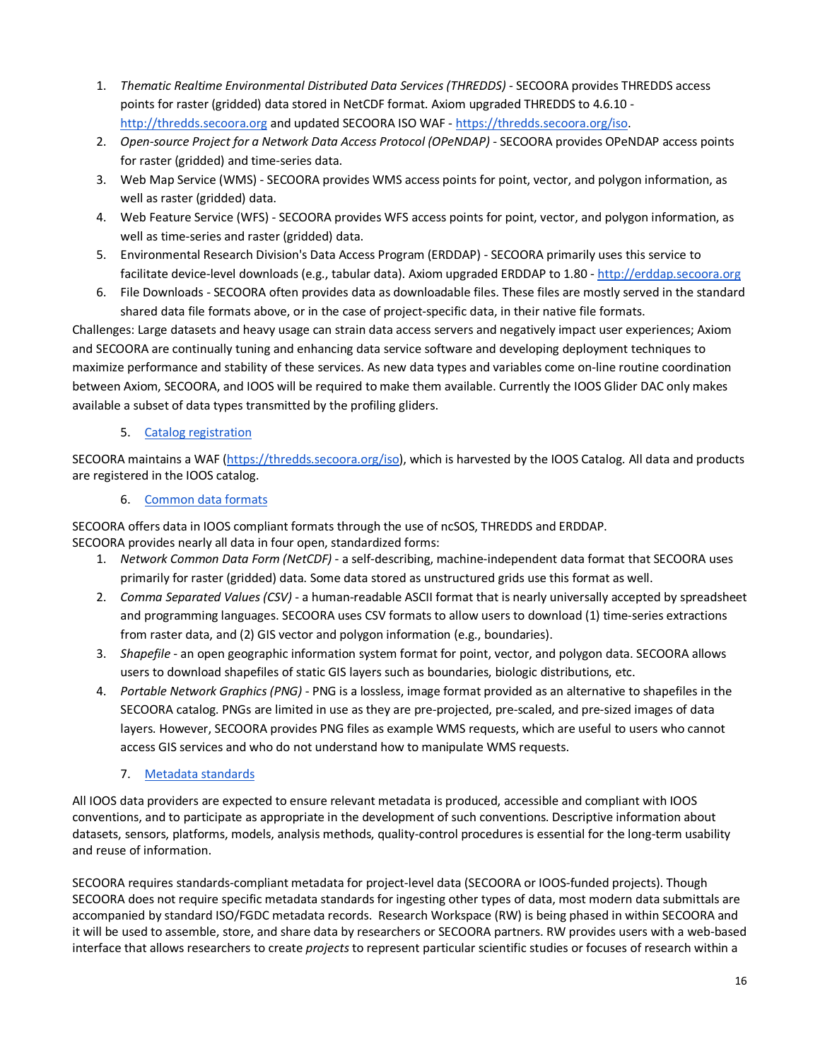1. *Thematic Realtime Environmental Distributed Data Services (THREDDS)* - SECOORA provides THREDDS access points for raster (gridded) data stored in NetCDF format. Axiom upgraded THREDDS to 4.6.10 - [http://thredds.secoora.org](http://thredds.secoora.org) and updated SECOORA ISO WAF - [https://thredds.secoora.org/iso](https://thredds.secoora.org/iso).
2. *Open-source Project for a Network Data Access Protocol (OPeNDAP)* - SECOORA provides OPeNDAP access points for raster (gridded) and time-series data.
3. Web Map Service (WMS) - SECOORA provides WMS access points for point, vector, and polygon information, as well as raster (gridded) data.
4. Web Feature Service (WFS) - SECOORA provides WFS access points for point, vector, and polygon information, as well as time-series and raster (gridded) data.
5. Environmental Research Division's Data Access Program (ERDDAP) - SECOORA primarily uses this service to facilitate device-level downloads (e.g., tabular data). Axiom upgraded ERDDAP to 1.80 - [http://erddap.secoora.org](http://erddap.secoora.org)
6. File Downloads - SECOORA often provides data as downloadable files. These files are mostly served in the standard shared data file formats above, or in the case of project-specific data, in their native file formats.

Challenges: Large datasets and heavy usage can strain data access servers and negatively impact user experiences; Axiom and SECOORA are continually tuning and enhancing data service software and developing deployment techniques to maximize performance and stability of these services. As new data types and variables come on-line routine coordination between Axiom, SECOORA, and IOOS will be required to make them available. Currently the IOOS Glider DAC only makes available a subset of data types transmitted by the profiling gliders.

5. Catalog registration

SECOORA maintains a WAF ([https://thredds.secoora.org/iso](https://thredds.secoora.org/iso)), which is harvested by the IOOS Catalog. All data and products are registered in the IOOS catalog.

6. Common data formats

SECOORA offers data in IOOS compliant formats through the use of ncSOS, THREDDS and ERDDAP.
SECOORA provides nearly all data in four open, standardized forms:

1. *Network Common Data Form (NetCDF)* - a self-describing, machine-independent data format that SECOORA uses primarily for raster (gridded) data. Some data stored as unstructured grids use this format as well.
2. *Comma Separated Values (CSV)* - a human-readable ASCII format that is nearly universally accepted by spreadsheet and programming languages. SECOORA uses CSV formats to allow users to download (1) time-series extractions from raster data, and (2) GIS vector and polygon information (e.g., boundaries).
3. *Shapefile* - an open geographic information system format for point, vector, and polygon data. SECOORA allows users to download shapefiles of static GIS layers such as boundaries, biologic distributions, etc.
4. *Portable Network Graphics (PNG)* - PNG is a lossless, image format provided as an alternative to shapefiles in the SECOORA catalog. PNGs are limited in use as they are pre-projected, pre-scaled, and pre-sized images of data layers. However, SECOORA provides PNG files as example WMS requests, which are useful to users who cannot access GIS services and who do not understand how to manipulate WMS requests.

7. Metadata standards

All IOOS data providers are expected to ensure relevant metadata is produced, accessible and compliant with IOOS conventions, and to participate as appropriate in the development of such conventions. Descriptive information about datasets, sensors, platforms, models, analysis methods, quality-control procedures is essential for the long-term usability and reuse of information.

SECOORA requires standards-compliant metadata for project-level data (SECOORA or IOOS-funded projects). Though SECOORA does not require specific metadata standards for ingesting other types of data, most modern data submittals are accompanied by standard ISO/FGDC metadata records. Research Workspace (RW) is being phased in within SECOORA and it will be used to assemble, store, and share data by researchers or SECOORA partners. RW provides users with a web-based interface that allows researchers to create *projects* to represent particular scientific studies or focuses of research within a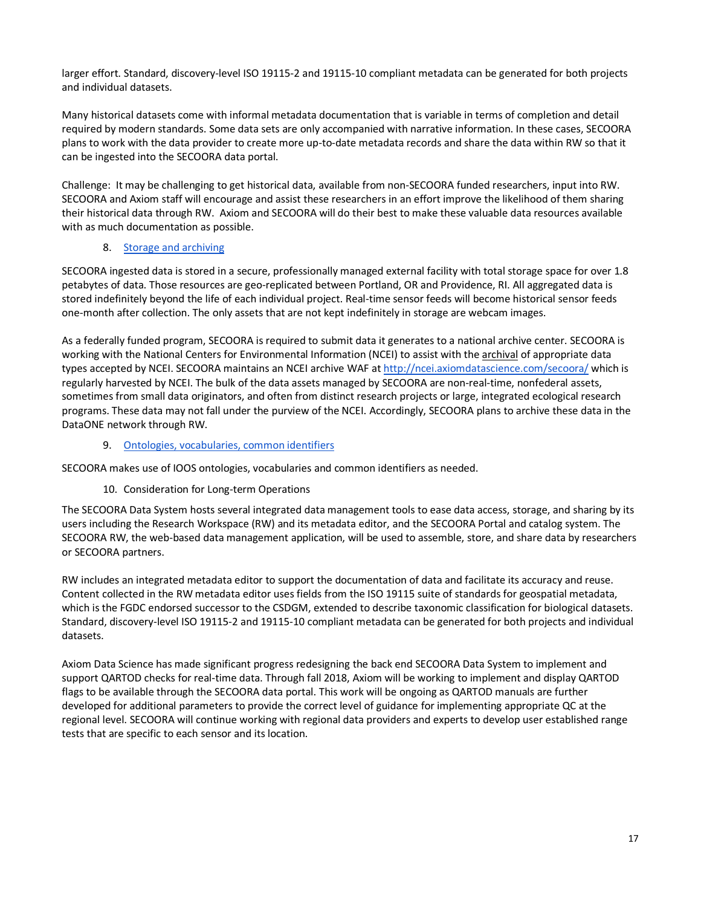larger effort. Standard, discovery-level ISO 19115-2 and 19115-10 compliant metadata can be generated for both projects and individual datasets.

Many historical datasets come with informal metadata documentation that is variable in terms of completion and detail required by modern standards. Some data sets are only accompanied with narrative information. In these cases, SECOORA plans to work with the data provider to create more up-to-date metadata records and share the data within RW so that it can be ingested into the SECOORA data portal.

Challenge: It may be challenging to get historical data, available from non-SECOORA funded researchers, input into RW. SECOORA and Axiom staff will encourage and assist these researchers in an effort improve the likelihood of them sharing their historical data through RW. Axiom and SECOORA will do their best to make these valuable data resources available with as much documentation as possible.

8. [Storage and archiving]()

SECOORA ingested data is stored in a secure, professionally managed external facility with total storage space for over 1.8 petabytes of data. Those resources are geo-replicated between Portland, OR and Providence, RI. All aggregated data is stored indefinitely beyond the life of each individual project. Real-time sensor feeds will become historical sensor feeds one-month after collection. The only assets that are not kept indefinitely in storage are webcam images.

As a federally funded program, SECOORA is required to submit data it generates to a national archive center. SECOORA is working with the National Centers for Environmental Information (NCEI) to assist with the archival of appropriate data types accepted by NCEI. SECOORA maintains an NCEI archive WAF at http://ncei.axiomdatascience.com/secoora/ which is regularly harvested by NCEI. The bulk of the data assets managed by SECOORA are non-real-time, nonfederal assets, sometimes from small data originators, and often from distinct research projects or large, integrated ecological research programs. These data may not fall under the purview of the NCEI. Accordingly, SECOORA plans to archive these data in the DataONE network through RW.

9. [Ontologies, vocabularies, common identifiers]()

SECOORA makes use of IOOS ontologies, vocabularies and common identifiers as needed.

10. Consideration for Long-term Operations

The SECOORA Data System hosts several integrated data management tools to ease data access, storage, and sharing by its users including the Research Workspace (RW) and its metadata editor, and the SECOORA Portal and catalog system. The SECOORA RW, the web-based data management application, will be used to assemble, store, and share data by researchers or SECOORA partners.

RW includes an integrated metadata editor to support the documentation of data and facilitate its accuracy and reuse. Content collected in the RW metadata editor uses fields from the ISO 19115 suite of standards for geospatial metadata, which is the FGDC endorsed successor to the CSDGM, extended to describe taxonomic classification for biological datasets. Standard, discovery-level ISO 19115-2 and 19115-10 compliant metadata can be generated for both projects and individual datasets.

Axiom Data Science has made significant progress redesigning the back end SECOORA Data System to implement and support QARTOD checks for real-time data. Through fall 2018, Axiom will be working to implement and display QARTOD flags to be available through the SECOORA data portal. This work will be ongoing as QARTOD manuals are further developed for additional parameters to provide the correct level of guidance for implementing appropriate QC at the regional level. SECOORA will continue working with regional data providers and experts to develop user established range tests that are specific to each sensor and its location.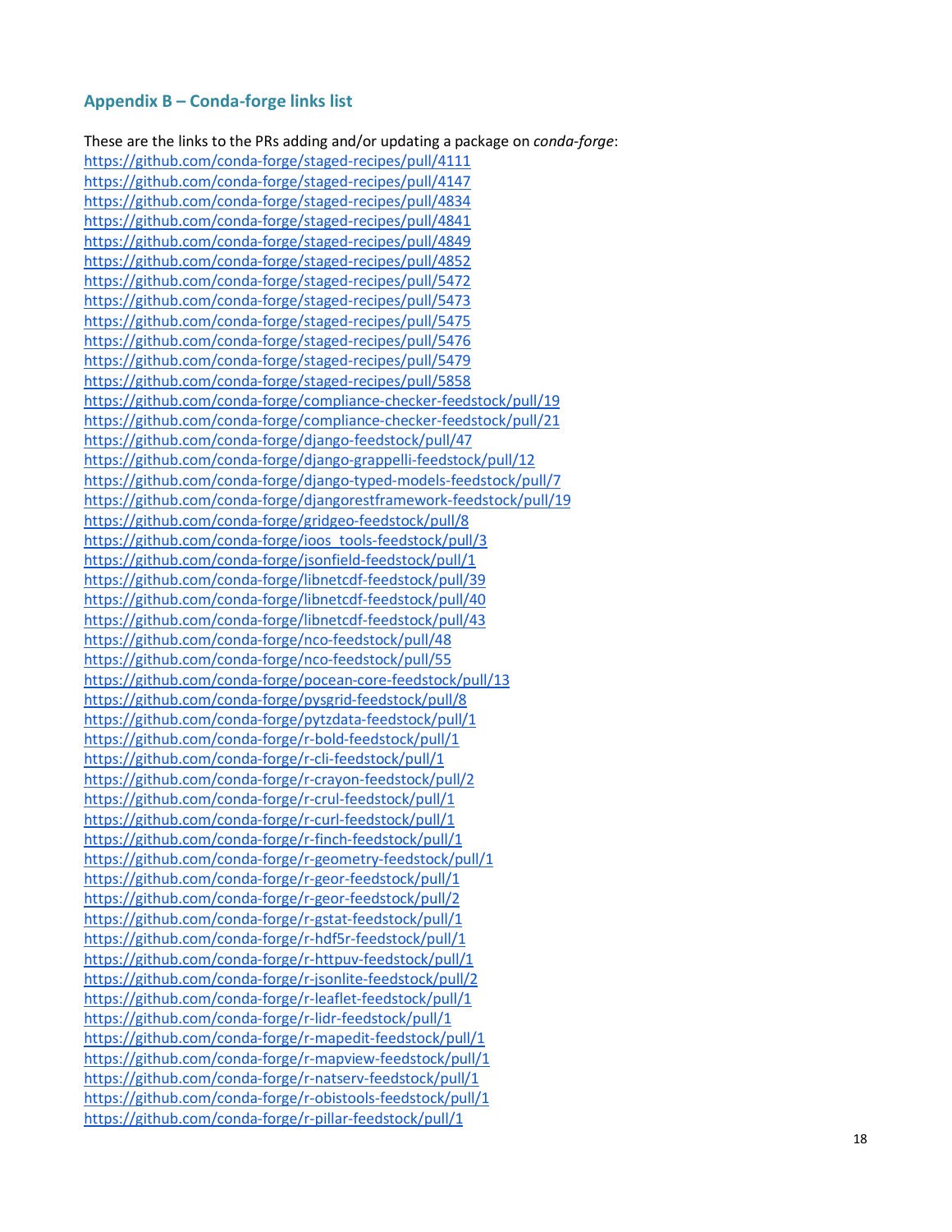## Appendix B – Conda-forge links list

These are the links to the PRs adding and/or updating a package on *conda-forge*:

https://github.com/conda-forge/staged-recipes/pull/4111
https://github.com/conda-forge/staged-recipes/pull/4147
https://github.com/conda-forge/staged-recipes/pull/4834
https://github.com/conda-forge/staged-recipes/pull/4841
https://github.com/conda-forge/staged-recipes/pull/4849
https://github.com/conda-forge/staged-recipes/pull/4852
https://github.com/conda-forge/staged-recipes/pull/5472
https://github.com/conda-forge/staged-recipes/pull/5473
https://github.com/conda-forge/staged-recipes/pull/5475
https://github.com/conda-forge/staged-recipes/pull/5476
https://github.com/conda-forge/staged-recipes/pull/5479
https://github.com/conda-forge/staged-recipes/pull/5858
https://github.com/conda-forge/compliance-checker-feedstock/pull/19
https://github.com/conda-forge/compliance-checker-feedstock/pull/21
https://github.com/conda-forge/django-feedstock/pull/47
https://github.com/conda-forge/django-grappelli-feedstock/pull/12
https://github.com/conda-forge/django-typed-models-feedstock/pull/7
https://github.com/conda-forge/djangorestframework-feedstock/pull/19
https://github.com/conda-forge/gridgeo-feedstock/pull/8
https://github.com/conda-forge/ioos_tools-feedstock/pull/3
https://github.com/conda-forge/jsonfield-feedstock/pull/1
https://github.com/conda-forge/libnetcdf-feedstock/pull/39
https://github.com/conda-forge/libnetcdf-feedstock/pull/40
https://github.com/conda-forge/libnetcdf-feedstock/pull/43
https://github.com/conda-forge/nco-feedstock/pull/48
https://github.com/conda-forge/nco-feedstock/pull/55
https://github.com/conda-forge/pocean-core-feedstock/pull/13
https://github.com/conda-forge/pysgrid-feedstock/pull/8
https://github.com/conda-forge/pytzdata-feedstock/pull/1
https://github.com/conda-forge/r-bold-feedstock/pull/1
https://github.com/conda-forge/r-cli-feedstock/pull/1
https://github.com/conda-forge/r-crayon-feedstock/pull/2
https://github.com/conda-forge/r-crul-feedstock/pull/1
https://github.com/conda-forge/r-curl-feedstock/pull/1
https://github.com/conda-forge/r-finch-feedstock/pull/1
https://github.com/conda-forge/r-geometry-feedstock/pull/1
https://github.com/conda-forge/r-geor-feedstock/pull/1
https://github.com/conda-forge/r-geor-feedstock/pull/2
https://github.com/conda-forge/r-gstat-feedstock/pull/1
https://github.com/conda-forge/r-hdf5r-feedstock/pull/1
https://github.com/conda-forge/r-httpuv-feedstock/pull/1
https://github.com/conda-forge/r-jsonlite-feedstock/pull/2
https://github.com/conda-forge/r-leaflet-feedstock/pull/1
https://github.com/conda-forge/r-lidr-feedstock/pull/1
https://github.com/conda-forge/r-mapedit-feedstock/pull/1
https://github.com/conda-forge/r-mapview-feedstock/pull/1
https://github.com/conda-forge/r-natserv-feedstock/pull/1
https://github.com/conda-forge/r-obistools-feedstock/pull/1
https://github.com/conda-forge/r-pillar-feedstock/pull/1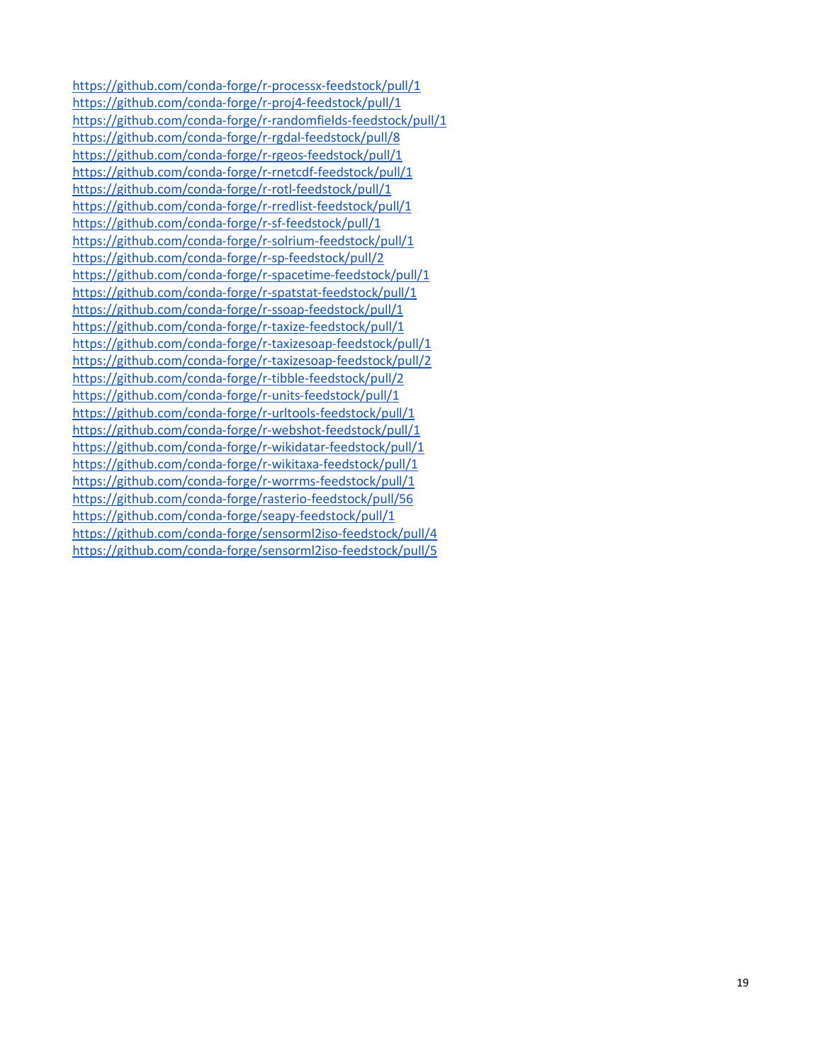https://github.com/conda-forge/r-processx-feedstock/pull/1
https://github.com/conda-forge/r-proj4-feedstock/pull/1
https://github.com/conda-forge/r-randomfields-feedstock/pull/1
https://github.com/conda-forge/r-rgdal-feedstock/pull/8
https://github.com/conda-forge/r-rgeos-feedstock/pull/1
https://github.com/conda-forge/r-rnetcdf-feedstock/pull/1
https://github.com/conda-forge/r-rotl-feedstock/pull/1
https://github.com/conda-forge/r-rredlist-feedstock/pull/1
https://github.com/conda-forge/r-sf-feedstock/pull/1
https://github.com/conda-forge/r-solrium-feedstock/pull/1
https://github.com/conda-forge/r-sp-feedstock/pull/2
https://github.com/conda-forge/r-spacetime-feedstock/pull/1
https://github.com/conda-forge/r-spatstat-feedstock/pull/1
https://github.com/conda-forge/r-ssoap-feedstock/pull/1
https://github.com/conda-forge/r-taxize-feedstock/pull/1
https://github.com/conda-forge/r-taxizesoap-feedstock/pull/1
https://github.com/conda-forge/r-taxizesoap-feedstock/pull/2
https://github.com/conda-forge/r-tibble-feedstock/pull/2
https://github.com/conda-forge/r-units-feedstock/pull/1
https://github.com/conda-forge/r-urltools-feedstock/pull/1
https://github.com/conda-forge/r-webshot-feedstock/pull/1
https://github.com/conda-forge/r-wikidatar-feedstock/pull/1
https://github.com/conda-forge/r-wikitaxa-feedstock/pull/1
https://github.com/conda-forge/r-worrms-feedstock/pull/1
https://github.com/conda-forge/rasterio-feedstock/pull/56
https://github.com/conda-forge/seapy-feedstock/pull/1
https://github.com/conda-forge/sensorml2iso-feedstock/pull/4
https://github.com/conda-forge/sensorml2iso-feedstock/pull/5